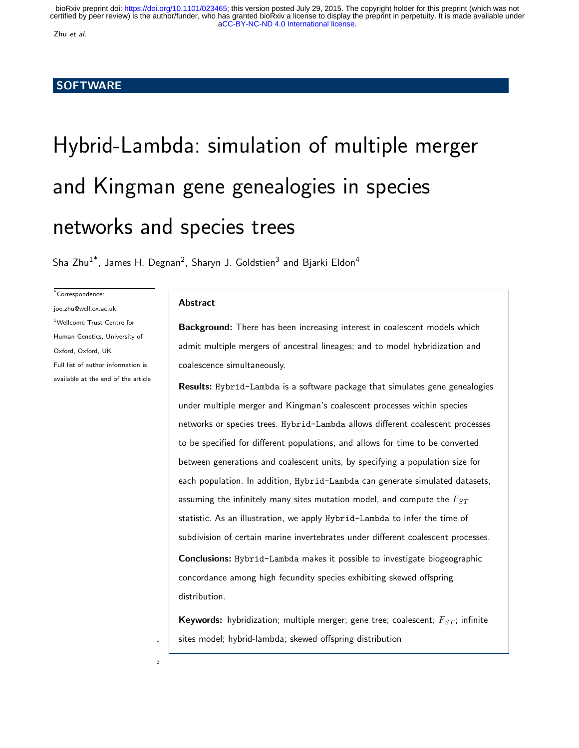SOFTWARE

# Hybrid-Lambda: simulation of multiple merger and Kingman gene genealogies in species networks and species trees

Sha Zhu[1*], James H. Degnan[2], Sharyn J. Goldstien[3] and Bjarki Eldon[4]

*Correspondence: joe.zhu@well.ox.ac.uk
[1]Wellcome Trust Centre for Human Genetics, University of Oxford, Oxford, UK
Full list of author information is available at the end of the article

## Abstract

**Background:** There has been increasing interest in coalescent models which admit multiple mergers of ancestral lineages; and to model hybridization and coalescence simultaneously.

**Results:** `Hybrid-Lambda` is a software package that simulates gene genealogies under multiple merger and Kingman's coalescent processes within species networks or species trees. `Hybrid-Lambda` allows different coalescent processes to be specified for different populations, and allows for time to be converted between generations and coalescent units, by specifying a population size for each population. In addition, `Hybrid-Lambda` can generate simulated datasets, assuming the infinitely many sites mutation model, and compute the $F_{ST}$ statistic. As an illustration, we apply `Hybrid-Lambda` to infer the time of subdivision of certain marine invertebrates under different coalescent processes.

**Conclusions:** `Hybrid-Lambda` makes it possible to investigate biogeographic concordance among high fecundity species exhibiting skewed offspring distribution.

**Keywords:** hybridization; multiple merger; gene tree; coalescent; $F_{ST}$; infinite sites model; hybrid-lambda; skewed offspring distribution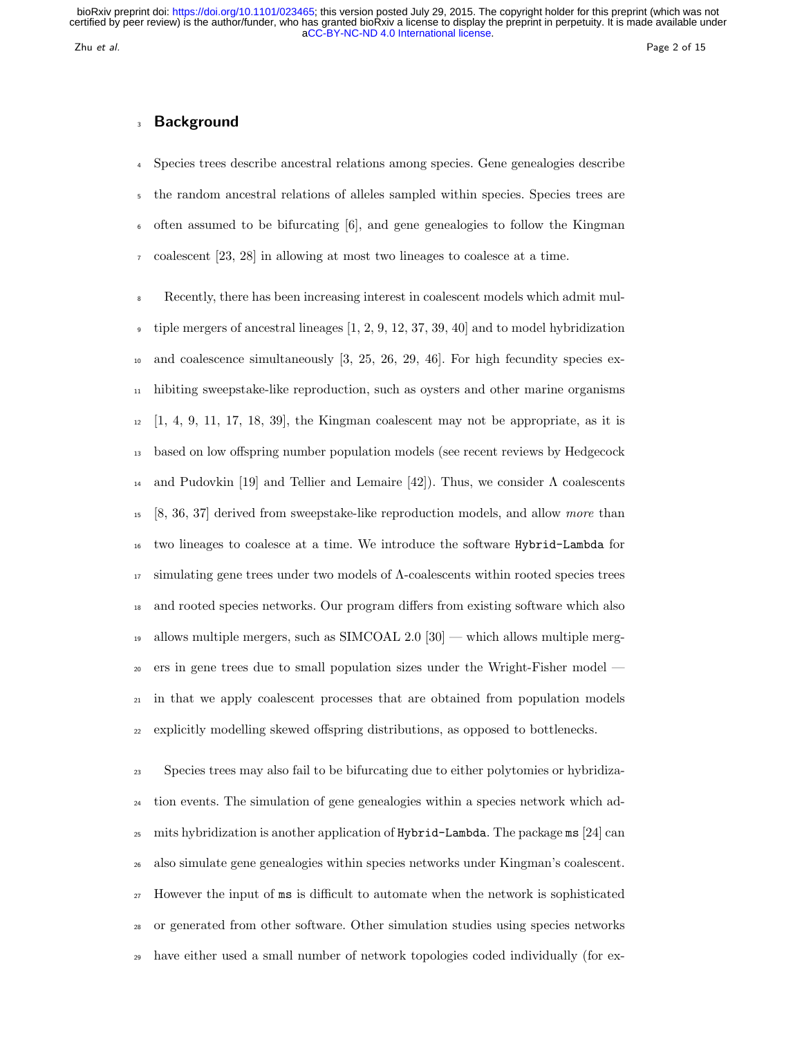## Background

Species trees describe ancestral relations among species. Gene genealogies describe the random ancestral relations of alleles sampled within species. Species trees are often assumed to be bifurcating [6], and gene genealogies to follow the Kingman coalescent [23, 28] in allowing at most two lineages to coalesce at a time.

Recently, there has been increasing interest in coalescent models which admit multiple mergers of ancestral lineages [1, 2, 9, 12, 37, 39, 40] and to model hybridization and coalescence simultaneously [3, 25, 26, 29, 46]. For high fecundity species exhibiting sweepstake-like reproduction, such as oysters and other marine organisms [1, 4, 9, 11, 17, 18, 39], the Kingman coalescent may not be appropriate, as it is based on low offspring number population models (see recent reviews by Hedgecock and Pudovkin [19] and Tellier and Lemaire [42]). Thus, we consider $\Lambda$ coalescents [8, 36, 37] derived from sweepstake-like reproduction models, and allow *more* than two lineages to coalesce at a time. We introduce the software `Hybrid-Lambda` for simulating gene trees under two models of $\Lambda$-coalescents within rooted species trees and rooted species networks. Our program differs from existing software which also allows multiple mergers, such as SIMCOAL 2.0 [30] — which allows multiple mergers in gene trees due to small population sizes under the Wright-Fisher model — in that we apply coalescent processes that are obtained from population models explicitly modelling skewed offspring distributions, as opposed to bottlenecks.

Species trees may also fail to be bifurcating due to either polytomies or hybridization events. The simulation of gene genealogies within a species network which admits hybridization is another application of `Hybrid-Lambda`. The package `ms` [24] can also simulate gene genealogies within species networks under Kingman's coalescent. However the input of `ms` is difficult to automate when the network is sophisticated or generated from other software. Other simulation studies using species networks have either used a small number of network topologies coded individually (for ex-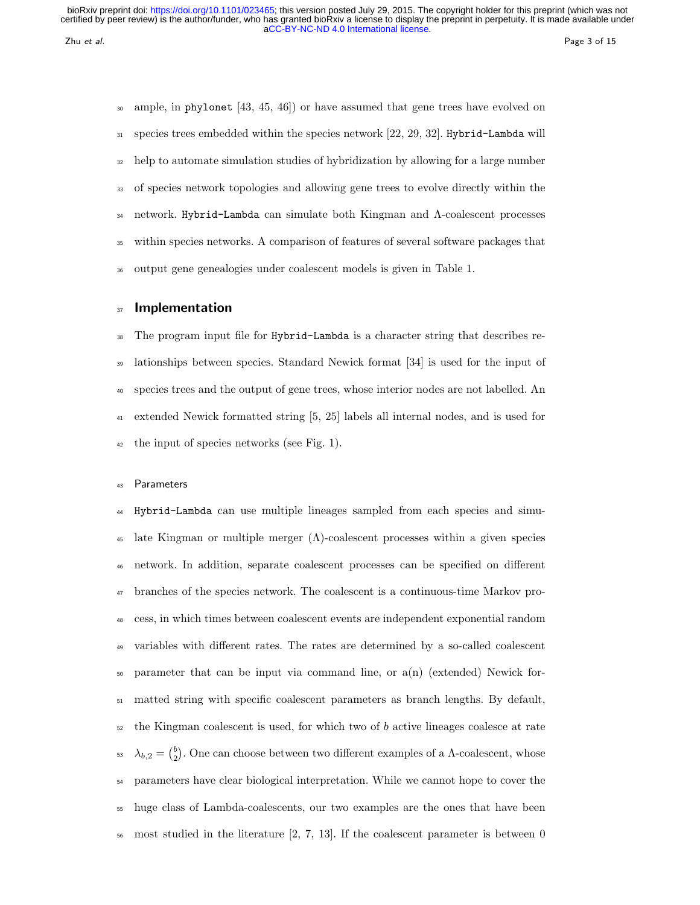ample, in phylonet [43, 45, 46]) or have assumed that gene trees have evolved on species trees embedded within the species network [22, 29, 32]. Hybrid-Lambda will help to automate simulation studies of hybridization by allowing for a large number of species network topologies and allowing gene trees to evolve directly within the network. Hybrid-Lambda can simulate both Kingman and Λ-coalescent processes within species networks. A comparison of features of several software packages that output gene genealogies under coalescent models is given in Table 1.

## Implementation

The program input file for Hybrid-Lambda is a character string that describes relationships between species. Standard Newick format [34] is used for the input of species trees and the output of gene trees, whose interior nodes are not labelled. An extended Newick formatted string [5, 25] labels all internal nodes, and is used for the input of species networks (see Fig. 1).

### Parameters

Hybrid-Lambda can use multiple lineages sampled from each species and simulate Kingman or multiple merger (Λ)-coalescent processes within a given species network. In addition, separate coalescent processes can be specified on different branches of the species network. The coalescent is a continuous-time Markov process, in which times between coalescent events are independent exponential random variables with different rates. The rates are determined by a so-called coalescent parameter that can be input via command line, or a(n) (extended) Newick formatted string with specific coalescent parameters as branch lengths. By default, the Kingman coalescent is used, for which two of $b$ active lineages coalesce at rate $\lambda_{b,2} = \binom{b}{2}$. One can choose between two different examples of a Λ-coalescent, whose parameters have clear biological interpretation. While we cannot hope to cover the huge class of Lambda-coalescents, our two examples are the ones that have been most studied in the literature [2, 7, 13]. If the coalescent parameter is between 0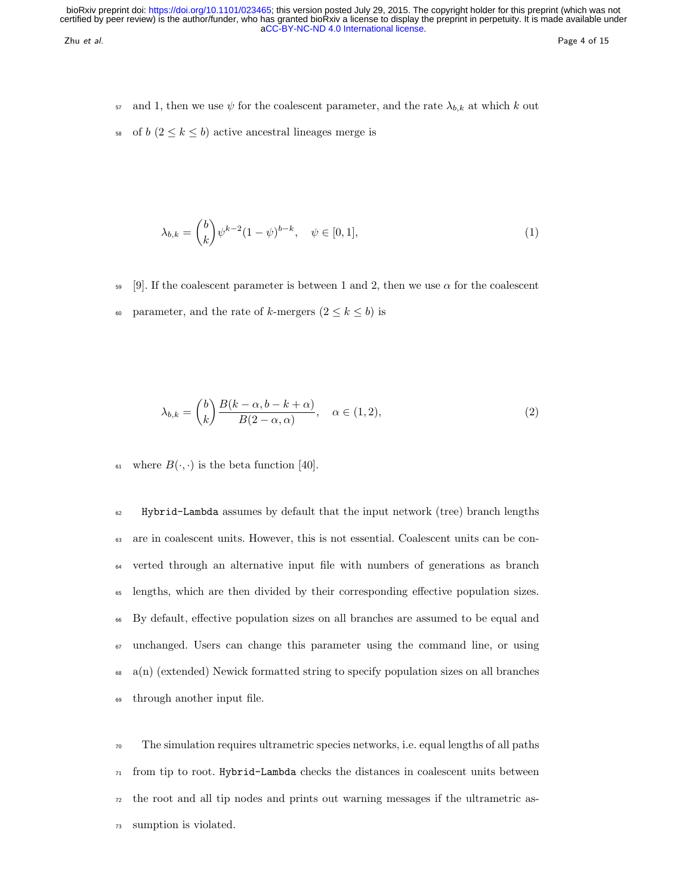and 1, then we use $\psi$ for the coalescent parameter, and the rate $\lambda_{b,k}$ at which $k$ out of $b$ ($2 \leq k \leq b$) active ancestral lineages merge is

$$\lambda_{b,k} = \binom{b}{k} \psi^{k-2}(1-\psi)^{b-k}, \quad \psi \in [0,1], \tag{1}$$

[9]. If the coalescent parameter is between 1 and 2, then we use $\alpha$ for the coalescent parameter, and the rate of $k$-mergers ($2 \leq k \leq b$) is

$$\lambda_{b,k} = \binom{b}{k} \frac{B(k-\alpha, b-k+\alpha)}{B(2-\alpha, \alpha)}, \quad \alpha \in (1,2), \tag{2}$$

where $B(\cdot,\cdot)$ is the beta function [40].

`Hybrid-Lambda` assumes by default that the input network (tree) branch lengths are in coalescent units. However, this is not essential. Coalescent units can be converted through an alternative input file with numbers of generations as branch lengths, which are then divided by their corresponding effective population sizes. By default, effective population sizes on all branches are assumed to be equal and unchanged. Users can change this parameter using the command line, or using a(n) (extended) Newick formatted string to specify population sizes on all branches through another input file.

The simulation requires ultrametric species networks, i.e. equal lengths of all paths from tip to root. `Hybrid-Lambda` checks the distances in coalescent units between the root and all tip nodes and prints out warning messages if the ultrametric assumption is violated.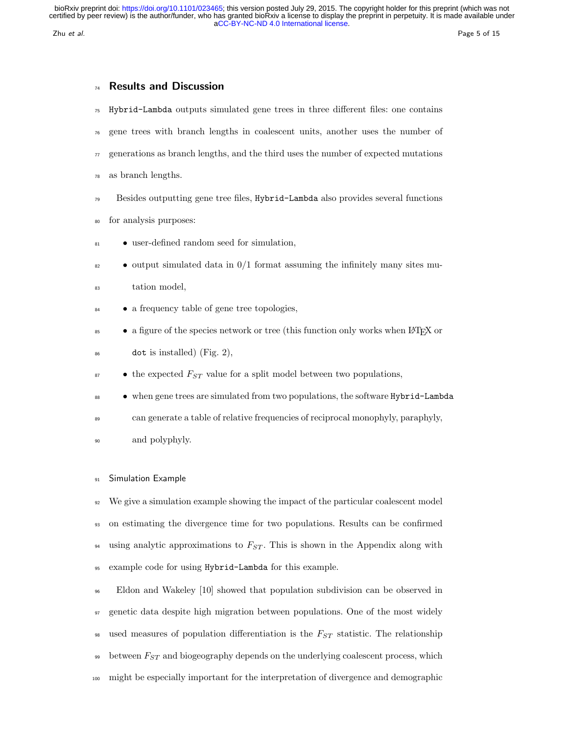## Results and Discussion

Hybrid-Lambda outputs simulated gene trees in three different files: one contains gene trees with branch lengths in coalescent units, another uses the number of generations as branch lengths, and the third uses the number of expected mutations as branch lengths.

Besides outputting gene tree files, Hybrid-Lambda also provides several functions for analysis purposes:

- user-defined random seed for simulation,
- output simulated data in 0/1 format assuming the infinitely many sites mutation model,
- a frequency table of gene tree topologies,
- a figure of the species network or tree (this function only works when LaTeX or dot is installed) (Fig. 2),
- the expected $F_{ST}$ value for a split model between two populations,
- when gene trees are simulated from two populations, the software Hybrid-Lambda can generate a table of relative frequencies of reciprocal monophyly, paraphyly, and polyphyly.

### Simulation Example

We give a simulation example showing the impact of the particular coalescent model on estimating the divergence time for two populations. Results can be confirmed using analytic approximations to $F_{ST}$. This is shown in the Appendix along with example code for using Hybrid-Lambda for this example.

Eldon and Wakeley [10] showed that population subdivision can be observed in genetic data despite high migration between populations. One of the most widely used measures of population differentiation is the $F_{ST}$ statistic. The relationship between $F_{ST}$ and biogeography depends on the underlying coalescent process, which might be especially important for the interpretation of divergence and demographic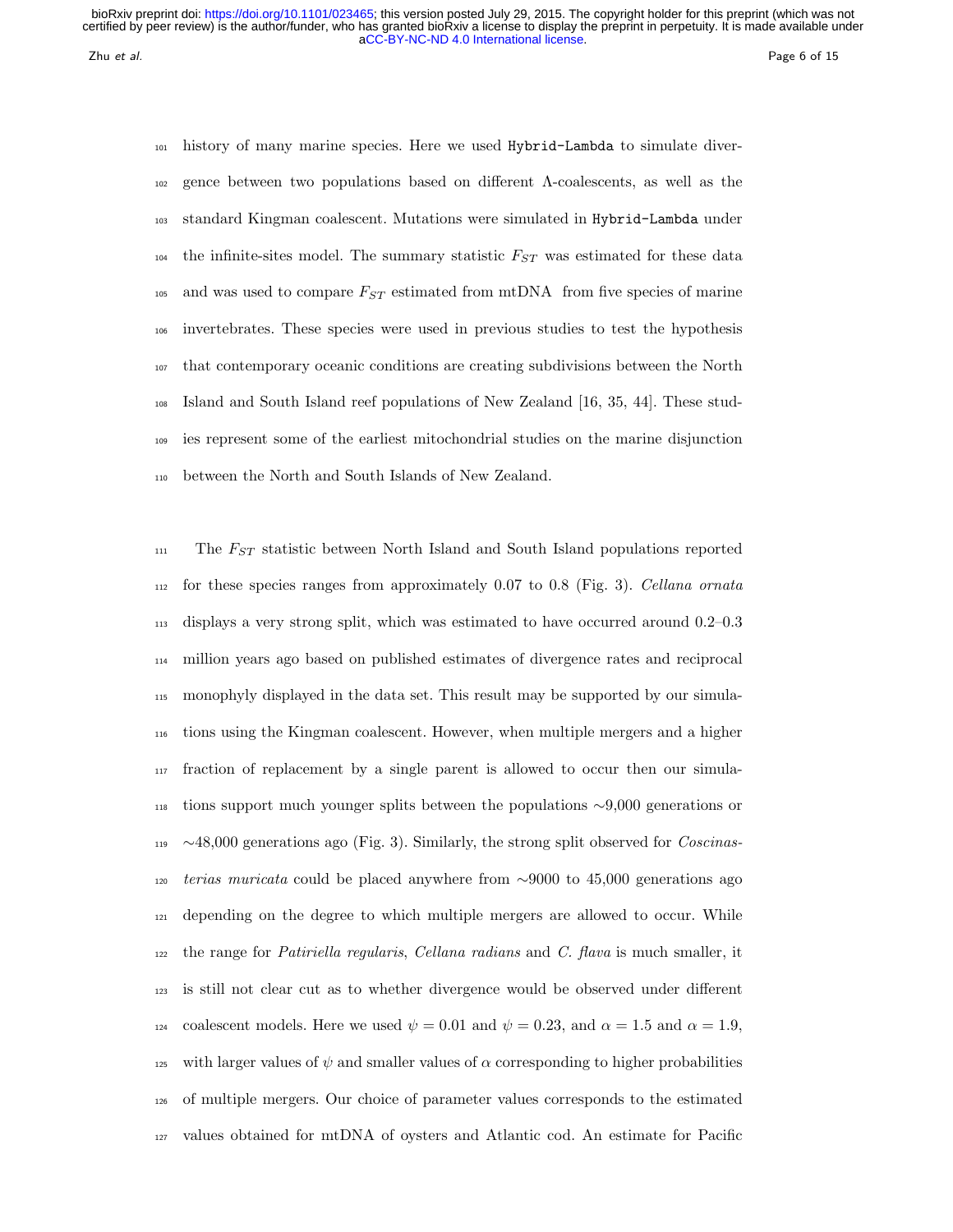history of many marine species. Here we used `Hybrid-Lambda` to simulate divergence between two populations based on different Λ-coalescents, as well as the standard Kingman coalescent. Mutations were simulated in `Hybrid-Lambda` under the infinite-sites model. The summary statistic $F_{ST}$ was estimated for these data and was used to compare $F_{ST}$ estimated from mtDNA from five species of marine invertebrates. These species were used in previous studies to test the hypothesis that contemporary oceanic conditions are creating subdivisions between the North Island and South Island reef populations of New Zealand [16, 35, 44]. These studies represent some of the earliest mitochondrial studies on the marine disjunction between the North and South Islands of New Zealand.

The $F_{ST}$ statistic between North Island and South Island populations reported for these species ranges from approximately 0.07 to 0.8 (Fig. 3). *Cellana ornata* displays a very strong split, which was estimated to have occurred around 0.2–0.3 million years ago based on published estimates of divergence rates and reciprocal monophyly displayed in the data set. This result may be supported by our simulations using the Kingman coalescent. However, when multiple mergers and a higher fraction of replacement by a single parent is allowed to occur then our simulations support much younger splits between the populations ∼9,000 generations or ∼48,000 generations ago (Fig. 3). Similarly, the strong split observed for *Coscinasterias muricata* could be placed anywhere from ∼9000 to 45,000 generations ago depending on the degree to which multiple mergers are allowed to occur. While the range for *Patiriella regularis*, *Cellana radians* and *C. flava* is much smaller, it is still not clear cut as to whether divergence would be observed under different coalescent models. Here we used $\psi = 0.01$ and $\psi = 0.23$, and $\alpha = 1.5$ and $\alpha = 1.9$, with larger values of $\psi$ and smaller values of $\alpha$ corresponding to higher probabilities of multiple mergers. Our choice of parameter values corresponds to the estimated values obtained for mtDNA of oysters and Atlantic cod. An estimate for Pacific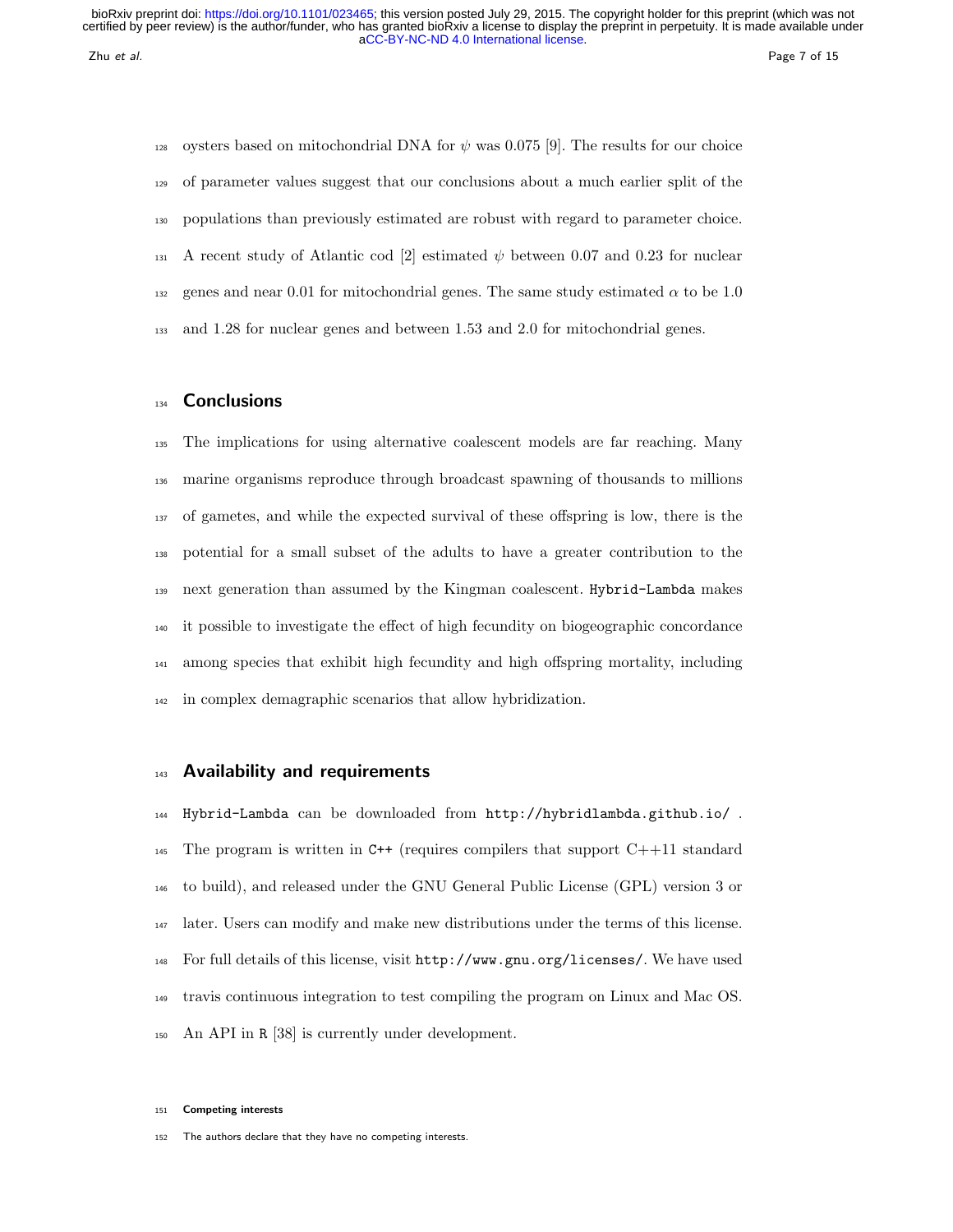oysters based on mitochondrial DNA for $\psi$ was 0.075 [9]. The results for our choice of parameter values suggest that our conclusions about a much earlier split of the populations than previously estimated are robust with regard to parameter choice. A recent study of Atlantic cod [2] estimated $\psi$ between 0.07 and 0.23 for nuclear genes and near 0.01 for mitochondrial genes. The same study estimated $\alpha$ to be 1.0 and 1.28 for nuclear genes and between 1.53 and 2.0 for mitochondrial genes.

## Conclusions

The implications for using alternative coalescent models are far reaching. Many marine organisms reproduce through broadcast spawning of thousands to millions of gametes, and while the expected survival of these offspring is low, there is the potential for a small subset of the adults to have a greater contribution to the next generation than assumed by the Kingman coalescent. `Hybrid-Lambda` makes it possible to investigate the effect of high fecundity on biogeographic concordance among species that exhibit high fecundity and high offspring mortality, including in complex demagraphic scenarios that allow hybridization.

## Availability and requirements

`Hybrid-Lambda` can be downloaded from `http://hybridlambda.github.io/` . The program is written in `C++` (requires compilers that support C++11 standard to build), and released under the GNU General Public License (GPL) version 3 or later. Users can modify and make new distributions under the terms of this license. For full details of this license, visit `http://www.gnu.org/licenses/`. We have used travis continuous integration to test compiling the program on Linux and Mac OS. An API in `R` [38] is currently under development.

#### Competing interests

The authors declare that they have no competing interests.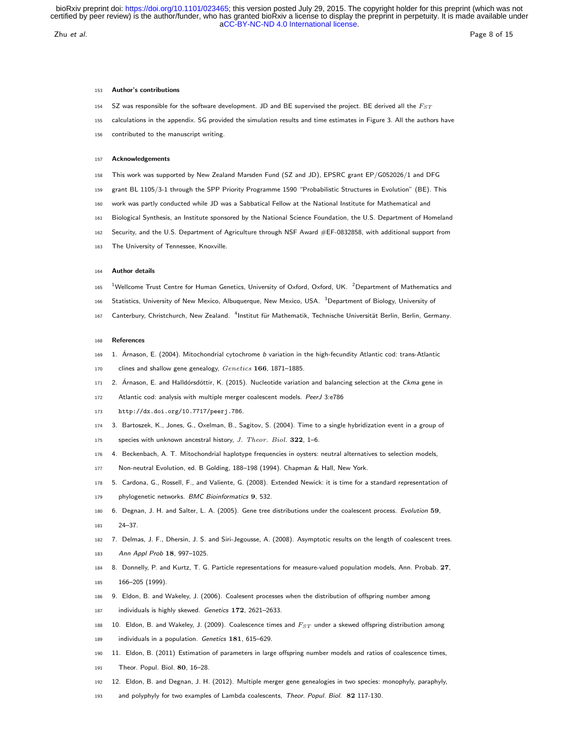#### Author's contributions

SZ was responsible for the software development. JD and BE supervised the project. BE derived all the $F_{ST}$ calculations in the appendix. SG provided the simulation results and time estimates in Figure 3. All the authors have contributed to the manuscript writing.

#### Acknowledgements

This work was supported by New Zealand Marsden Fund (SZ and JD), EPSRC grant EP/G052026/1 and DFG grant BL 1105/3-1 through the SPP Priority Programme 1590 "Probabilistic Structures in Evolution" (BE). This work was partly conducted while JD was a Sabbatical Fellow at the National Institute for Mathematical and Biological Synthesis, an Institute sponsored by the National Science Foundation, the U.S. Department of Homeland Security, and the U.S. Department of Agriculture through NSF Award #EF-0832858, with additional support from The University of Tennessee, Knoxville.

#### Author details

[1]Wellcome Trust Centre for Human Genetics, University of Oxford, Oxford, UK. [2]Department of Mathematics and Statistics, University of New Mexico, Albuquerque, New Mexico, USA. [3]Department of Biology, University of Canterbury, Christchurch, New Zealand. [4]Institut für Mathematik, Technische Universität Berlin, Berlin, Germany.

#### References

1. Árnason, E. (2004). Mitochondrial cytochrome *b* variation in the high-fecundity Atlantic cod: trans-Atlantic clines and shallow gene genealogy, *Genetics* **166**, 1871–1885.
2. Árnason, E. and Halldórsdóttir, K. (2015). Nucleotide variation and balancing selection at the *Ckma* gene in Atlantic cod: analysis with multiple merger coalescent models. *PeerJ* 3:e786 `http://dx.doi.org/10.7717/peerj.786`.
3. Bartoszek, K., Jones, G., Oxelman, B., Sagitov, S. (2004). Time to a single hybridization event in a group of species with unknown ancestral history, *J. Theor. Biol.* **322**, 1–6.
4. Beckenbach, A. T. Mitochondrial haplotype frequencies in oysters: neutral alternatives to selection models, Non-neutral Evolution, ed. B Golding, 188–198 (1994). Chapman & Hall, New York.
5. Cardona, G., Rossell, F., and Valiente, G. (2008). Extended Newick: it is time for a standard representation of phylogenetic networks. *BMC Bioinformatics* **9**, 532.
6. Degnan, J. H. and Salter, L. A. (2005). Gene tree distributions under the coalescent process. *Evolution* **59**, 24–37.
7. Delmas, J. F., Dhersin, J. S. and Siri-Jegousse, A. (2008). Asymptotic results on the length of coalescent trees. *Ann Appl Prob* **18**, 997–1025.
8. Donnelly, P. and Kurtz, T. G. Particle representations for measure-valued population models, Ann. Probab. **27**, 166–205 (1999).
9. Eldon, B. and Wakeley, J. (2006). Coalesent processes when the distribution of offspring number among individuals is highly skewed. *Genetics* **172**, 2621–2633.
10. Eldon, B. and Wakeley, J. (2009). Coalescence times and $F_{ST}$ under a skewed offspring distribution among individuals in a population. *Genetics* **181**, 615–629.
11. Eldon, B. (2011) Estimation of parameters in large offspring number models and ratios of coalescence times, Theor. Popul. Biol. **80**, 16–28.
12. Eldon, B. and Degnan, J. H. (2012). Multiple merger gene genealogies in two species: monophyly, paraphyly, and polyphyly for two examples of Lambda coalescents, *Theor. Popul. Biol.* **82** 117-130.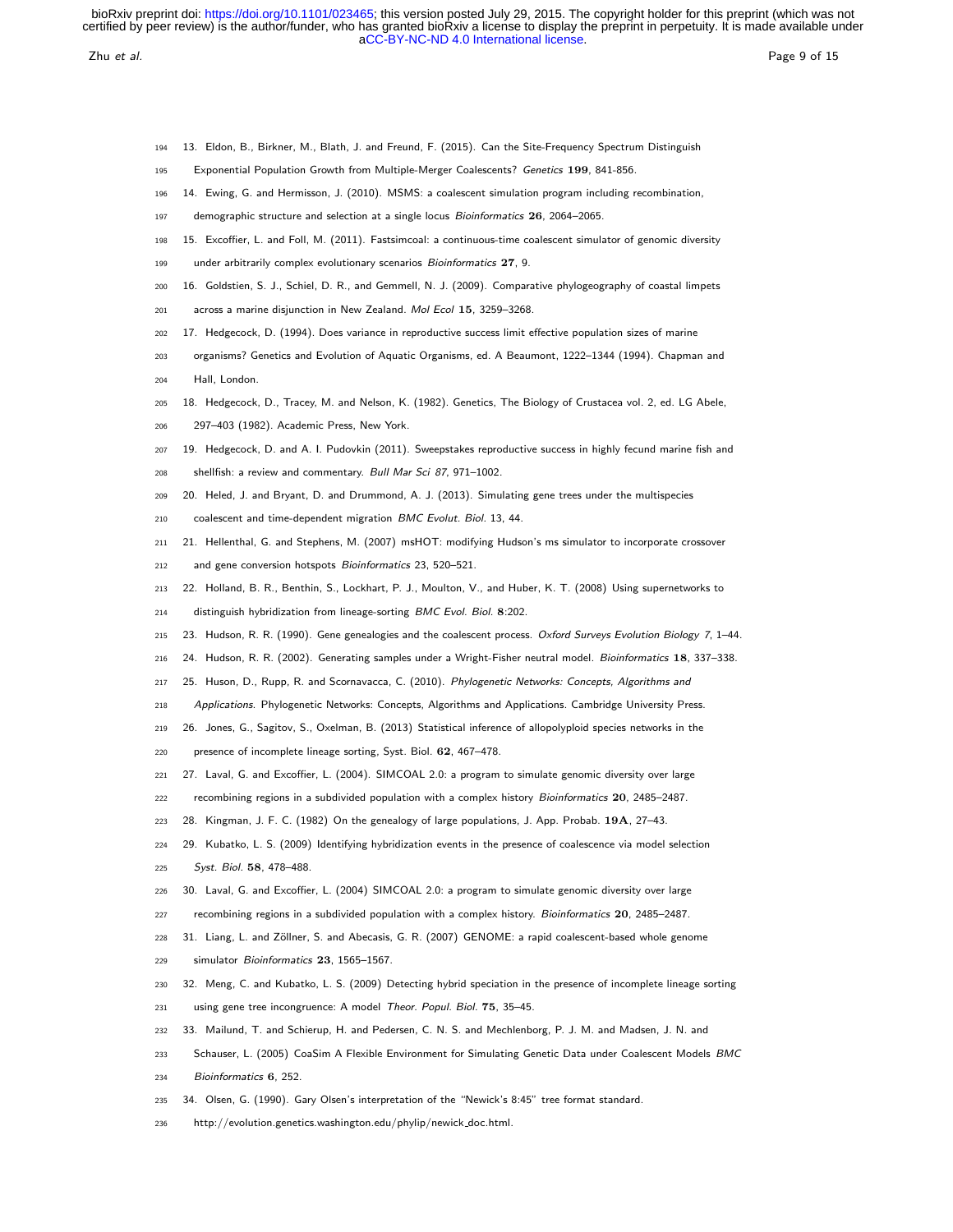13. Eldon, B., Birkner, M., Blath, J. and Freund, F. (2015). Can the Site-Frequency Spectrum Distinguish Exponential Population Growth from Multiple-Merger Coalescents? *Genetics* **199**, 841-856.
14. Ewing, G. and Hermisson, J. (2010). MSMS: a coalescent simulation program including recombination, demographic structure and selection at a single locus *Bioinformatics* **26**, 2064–2065.
15. Excoffier, L. and Foll, M. (2011). Fastsimcoal: a continuous-time coalescent simulator of genomic diversity under arbitrarily complex evolutionary scenarios *Bioinformatics* **27**, 9.
16. Goldstien, S. J., Schiel, D. R., and Gemmell, N. J. (2009). Comparative phylogeography of coastal limpets across a marine disjunction in New Zealand. *Mol Ecol* **15**, 3259–3268.
17. Hedgecock, D. (1994). Does variance in reproductive success limit effective population sizes of marine organisms? Genetics and Evolution of Aquatic Organisms, ed. A Beaumont, 1222–1344 (1994). Chapman and Hall, London.
18. Hedgecock, D., Tracey, M. and Nelson, K. (1982). Genetics, The Biology of Crustacea vol. 2, ed. LG Abele, 297–403 (1982). Academic Press, New York.
19. Hedgecock, D. and A. I. Pudovkin (2011). Sweepstakes reproductive success in highly fecund marine fish and shellfish: a review and commentary. *Bull Mar Sci 87*, 971–1002.
20. Heled, J. and Bryant, D. and Drummond, A. J. (2013). Simulating gene trees under the multispecies coalescent and time-dependent migration *BMC Evolut. Biol.* 13, 44.
21. Hellenthal, G. and Stephens, M. (2007) msHOT: modifying Hudson's ms simulator to incorporate crossover and gene conversion hotspots *Bioinformatics* 23, 520–521.
22. Holland, B. R., Benthin, S., Lockhart, P. J., Moulton, V., and Huber, K. T. (2008) Using supernetworks to distinguish hybridization from lineage-sorting *BMC Evol. Biol.* **8**:202.
23. Hudson, R. R. (1990). Gene genealogies and the coalescent process. *Oxford Surveys Evolution Biology 7*, 1–44.
24. Hudson, R. R. (2002). Generating samples under a Wright-Fisher neutral model. *Bioinformatics* **18**, 337–338.
25. Huson, D., Rupp, R. and Scornavacca, C. (2010). *Phylogenetic Networks: Concepts, Algorithms and Applications.* Phylogenetic Networks: Concepts, Algorithms and Applications. Cambridge University Press.
26. Jones, G., Sagitov, S., Oxelman, B. (2013) Statistical inference of allopolyploid species networks in the presence of incomplete lineage sorting, Syst. Biol. **62**, 467–478.
27. Laval, G. and Excoffier, L. (2004). SIMCOAL 2.0: a program to simulate genomic diversity over large recombining regions in a subdivided population with a complex history *Bioinformatics* **20**, 2485–2487.
28. Kingman, J. F. C. (1982) On the genealogy of large populations, J. App. Probab. **19A**, 27–43.
29. Kubatko, L. S. (2009) Identifying hybridization events in the presence of coalescence via model selection *Syst. Biol.* **58**, 478–488.
30. Laval, G. and Excoffier, L. (2004) SIMCOAL 2.0: a program to simulate genomic diversity over large recombining regions in a subdivided population with a complex history. *Bioinformatics* **20**, 2485–2487.
31. Liang, L. and Zöllner, S. and Abecasis, G. R. (2007) GENOME: a rapid coalescent-based whole genome simulator *Bioinformatics* **23**, 1565–1567.
32. Meng, C. and Kubatko, L. S. (2009) Detecting hybrid speciation in the presence of incomplete lineage sorting using gene tree incongruence: A model *Theor. Popul. Biol.* **75**, 35–45.
33. Mailund, T. and Schierup, H. and Pedersen, C. N. S. and Mechlenborg, P. J. M. and Madsen, J. N. and Schauser, L. (2005) CoaSim A Flexible Environment for Simulating Genetic Data under Coalescent Models *BMC Bioinformatics* **6**, 252.
34. Olsen, G. (1990). Gary Olsen's interpretation of the "Newick's 8:45" tree format standard. http://evolution.genetics.washington.edu/phylip/newick_doc.html.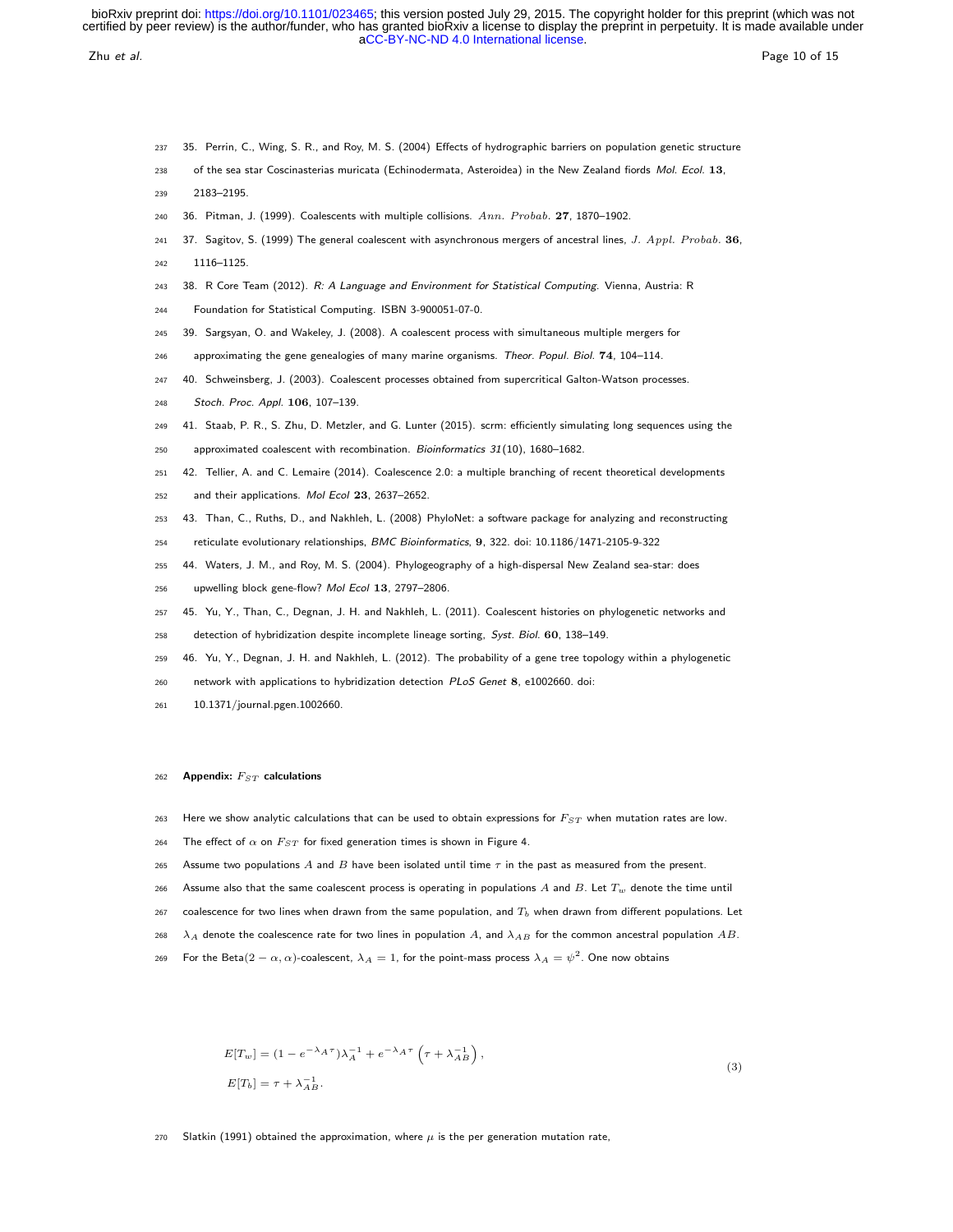35. Perrin, C., Wing, S. R., and Roy, M. S. (2004) Effects of hydrographic barriers on population genetic structure of the sea star Coscinasterias muricata (Echinodermata, Asteroidea) in the New Zealand fiords *Mol. Ecol.* **13**, 2183–2195.

36. Pitman, J. (1999). Coalescents with multiple collisions. *Ann. Probab.* **27**, 1870–1902.

37. Sagitov, S. (1999) The general coalescent with asynchronous mergers of ancestral lines, *J. Appl. Probab.* **36**, 1116–1125.

38. R Core Team (2012). *R: A Language and Environment for Statistical Computing.* Vienna, Austria: R Foundation for Statistical Computing. ISBN 3-900051-07-0.

39. Sargsyan, O. and Wakeley, J. (2008). A coalescent process with simultaneous multiple mergers for approximating the gene genealogies of many marine organisms. *Theor. Popul. Biol.* **74**, 104–114.

40. Schweinsberg, J. (2003). Coalescent processes obtained from supercritical Galton-Watson processes. *Stoch. Proc. Appl.* **106**, 107–139.

41. Staab, P. R., S. Zhu, D. Metzler, and G. Lunter (2015). scrm: efficiently simulating long sequences using the approximated coalescent with recombination. *Bioinformatics 31*(10), 1680–1682.

42. Tellier, A. and C. Lemaire (2014). Coalescence 2.0: a multiple branching of recent theoretical developments and their applications. *Mol Ecol* **23**, 2637–2652.

43. Than, C., Ruths, D., and Nakhleh, L. (2008) PhyloNet: a software package for analyzing and reconstructing reticulate evolutionary relationships, *BMC Bioinformatics*, **9**, 322. doi: 10.1186/1471-2105-9-322

44. Waters, J. M., and Roy, M. S. (2004). Phylogeography of a high-dispersal New Zealand sea-star: does upwelling block gene-flow? *Mol Ecol* **13**, 2797–2806.

45. Yu, Y., Than, C., Degnan, J. H. and Nakhleh, L. (2011). Coalescent histories on phylogenetic networks and detection of hybridization despite incomplete lineage sorting, *Syst. Biol.* **60**, 138–149.

46. Yu, Y., Degnan, J. H. and Nakhleh, L. (2012). The probability of a gene tree topology within a phylogenetic network with applications to hybridization detection *PLoS Genet* **8**, e1002660. doi: 10.1371/journal.pgen.1002660.

## Appendix: $F_{ST}$ calculations

Here we show analytic calculations that can be used to obtain expressions for $F_{ST}$ when mutation rates are low. The effect of $\alpha$ on $F_{ST}$ for fixed generation times is shown in Figure 4.

Assume two populations $A$ and $B$ have been isolated until time $\tau$ in the past as measured from the present. Assume also that the same coalescent process is operating in populations $A$ and $B$. Let $T_w$ denote the time until coalescence for two lines when drawn from the same population, and $T_b$ when drawn from different populations. Let $\lambda_A$ denote the coalescence rate for two lines in population $A$, and $\lambda_{AB}$ for the common ancestral population $AB$. For the Beta$(2-\alpha, \alpha)$-coalescent, $\lambda_A = 1$, for the point-mass process $\lambda_A = \psi^2$. One now obtains

$$
\begin{aligned}
E[T_w] &= (1 - e^{-\lambda_A \tau})\lambda_A^{-1} + e^{-\lambda_A \tau}\left(\tau + \lambda_{AB}^{-1}\right), \\
E[T_b] &= \tau + \lambda_{AB}^{-1}.
\end{aligned}
\tag{3}
$$

Slatkin (1991) obtained the approximation, where $\mu$ is the per generation mutation rate,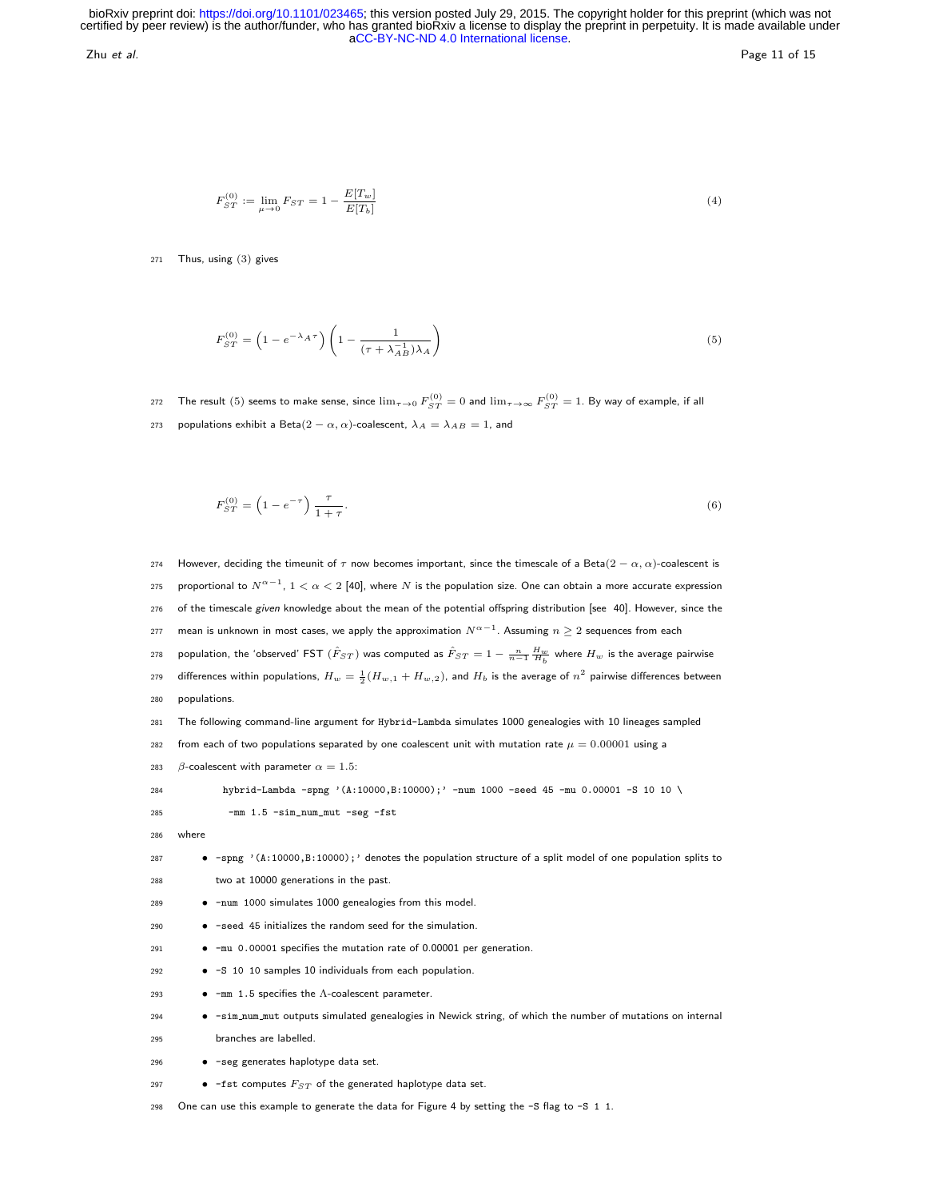$$F_{ST}^{(0)} := \lim_{\mu \to 0} F_{ST} = 1 - \frac{E[T_w]}{E[T_b]} \tag{4}$$

Thus, using (3) gives

$$F_{ST}^{(0)} = \left(1 - e^{-\lambda_A \tau}\right) \left(1 - \frac{1}{(\tau + \lambda_{AB}^{-1})\lambda_A}\right) \tag{5}$$

The result (5) seems to make sense, since $\lim_{\tau \to 0} F_{ST}^{(0)} = 0$ and $\lim_{\tau \to \infty} F_{ST}^{(0)} = 1$. By way of example, if all populations exhibit a Beta$(2 - \alpha, \alpha)$-coalescent, $\lambda_A = \lambda_{AB} = 1$, and

$$F_{ST}^{(0)} = \left(1 - e^{-\tau}\right) \frac{\tau}{1 + \tau}. \tag{6}$$

However, deciding the timeunit of $\tau$ now becomes important, since the timescale of a Beta$(2 - \alpha, \alpha)$-coalescent is proportional to $N^{\alpha - 1}$, $1 < \alpha < 2$ [40], where $N$ is the population size. One can obtain a more accurate expression of the timescale *given* knowledge about the mean of the potential offspring distribution [see 40]. However, since the mean is unknown in most cases, we apply the approximation $N^{\alpha-1}$. Assuming $n \geq 2$ sequences from each population, the 'observed' FST ($\hat{F}_{ST}$) was computed as $\hat{F}_{ST} = 1 - \frac{n}{n-1}\frac{H_w}{H_b}$ where $H_w$ is the average pairwise differences within populations, $H_w = \frac{1}{2}(H_{w,1} + H_{w,2})$, and $H_b$ is the average of $n^2$ pairwise differences between populations.

The following command-line argument for `Hybrid-Lambda` simulates 1000 genealogies with 10 lineages sampled from each of two populations separated by one coalescent unit with mutation rate $\mu = 0.00001$ using a $\beta$-coalescent with parameter $\alpha = 1.5$:

```
hybrid-Lambda -spng '(A:10000,B:10000);' -num 1000 -seed 45 -mu 0.00001 -S 10 10 \
 -mm 1.5 -sim_num_mut -seg -fst
```

where

- `-spng '(A:10000,B:10000);'` denotes the population structure of a split model of one population splits to two at 10000 generations in the past.
- `-num 1000` simulates 1000 genealogies from this model.
- `-seed 45` initializes the random seed for the simulation.
- `-mu 0.00001` specifies the mutation rate of 0.00001 per generation.
- `-S 10 10` samples 10 individuals from each population.
- `-mm 1.5` specifies the $\Lambda$-coalescent parameter.
- `-sim_num_mut` outputs simulated genealogies in Newick string, of which the number of mutations on internal branches are labelled.
- `-seg` generates haplotype data set.
- `-fst` computes $F_{ST}$ of the generated haplotype data set.

One can use this example to generate the data for Figure 4 by setting the `-S` flag to `-S 1 1`.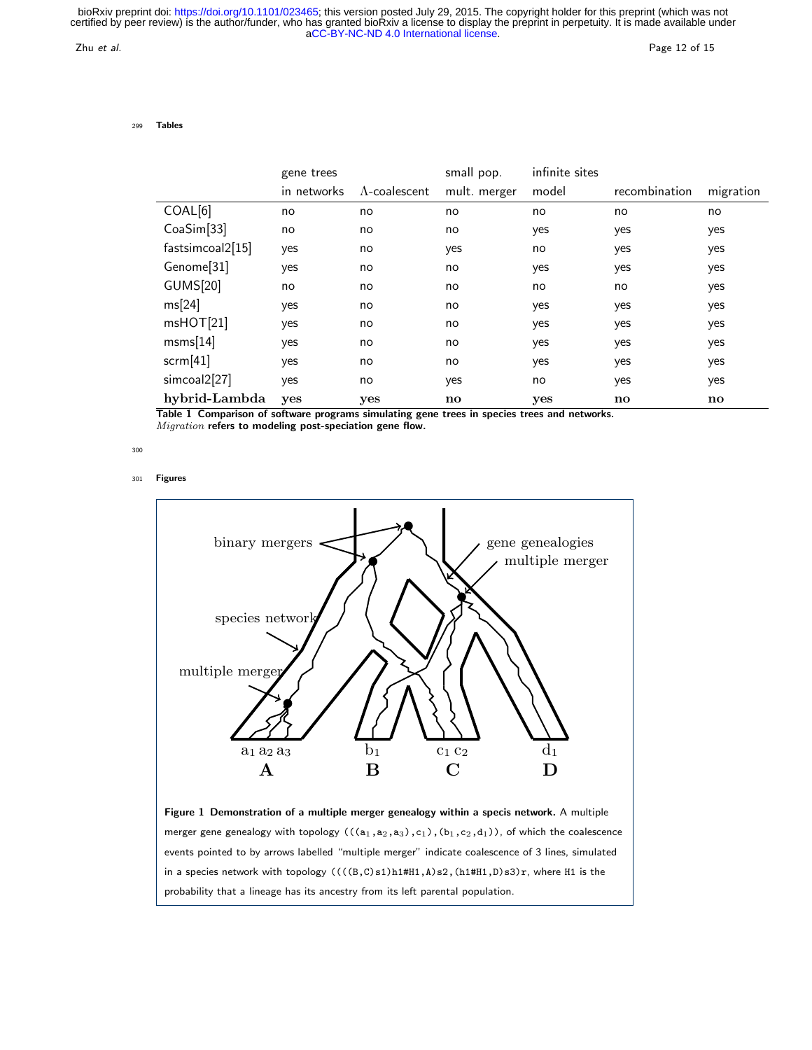## Tables

| | gene trees in networks | Λ-coalescent | small pop. mult. merger | infinite sites model | recombination | migration |
|---|---|---|---|---|---|---|
| COAL[6] | no | no | no | no | no | no |
| CoaSim[33] | no | no | no | yes | yes | yes |
| fastsimcoal2[15] | yes | no | yes | no | yes | yes |
| Genome[31] | yes | no | no | yes | yes | yes |
| GUMS[20] | no | no | no | no | no | yes |
| ms[24] | yes | no | no | yes | yes | yes |
| msHOT[21] | yes | no | no | yes | yes | yes |
| msms[14] | yes | no | no | yes | yes | yes |
| scrm[41] | yes | no | no | yes | yes | yes |
| simcoal2[27] | yes | no | yes | no | yes | yes |
| **hybrid-Lambda** | **yes** | **yes** | **no** | **yes** | **no** | **no** |

**Table 1 Comparison of software programs simulating gene trees in species trees and networks.** *Migration* **refers to modeling post-speciation gene flow.**

## Figures

**Figure 1 Demonstration of a multiple merger genealogy within a specis network.** A multiple merger gene genealogy with topology `(((a1,a2,a3),c1),(b1,c2,d1))`, of which the coalescence events pointed to by arrows labelled "multiple merger" indicate coalescence of 3 lines, simulated in a species network with topology `((((B,C)s1)h1#H1,A)s2,(h1#H1,D)s3)r`, where `H1` is the probability that a lineage has its ancestry from its left parental population.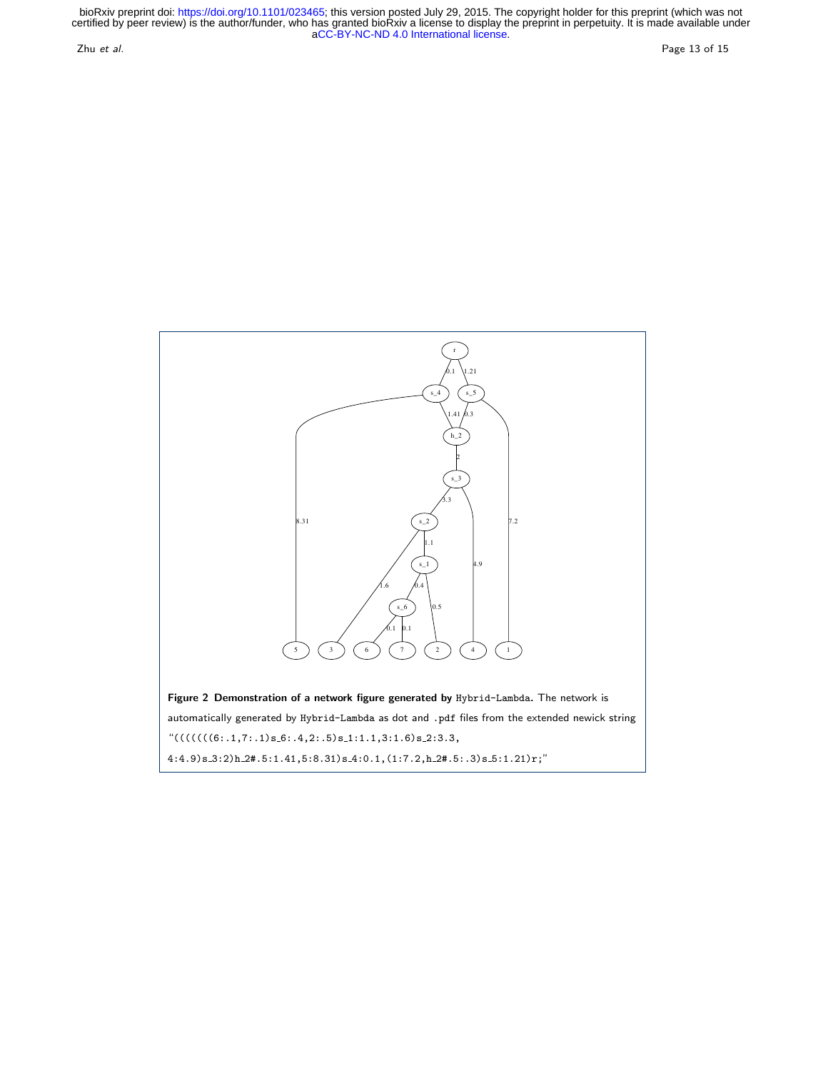**Figure 2 Demonstration of a network figure generated by** `Hybrid-Lambda`**.** The network is automatically generated by `Hybrid-Lambda` as dot and `.pdf` files from the extended newick string "`(((((((6:.1,7:.1)s_6:.4,2:.5)s_1:1.1,3:1.6)s_2:3.3, 4:4.9)s_3:2)h_2#.5:1.41,5:8.31)s_4:0.1,(1:7.2,h_2#.5:.3)s_5:1.21)r;`"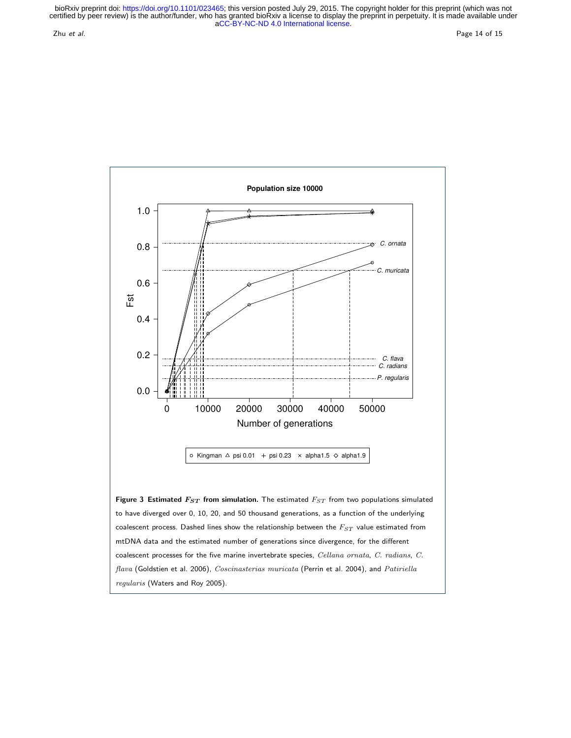**Figure 3 Estimated $F_{ST}$ from simulation.** The estimated $F_{ST}$ from two populations simulated to have diverged over 0, 10, 20, and 50 thousand generations, as a function of the underlying coalescent process. Dashed lines show the relationship between the $F_{ST}$ value estimated from mtDNA data and the estimated number of generations since divergence, for the different coalescent processes for the five marine invertebrate species, *Cellana ornata*, *C. radians*, *C. flava* (Goldstien et al. 2006), *Coscinasterias muricata* (Perrin et al. 2004), and *Patiriella regularis* (Waters and Roy 2005).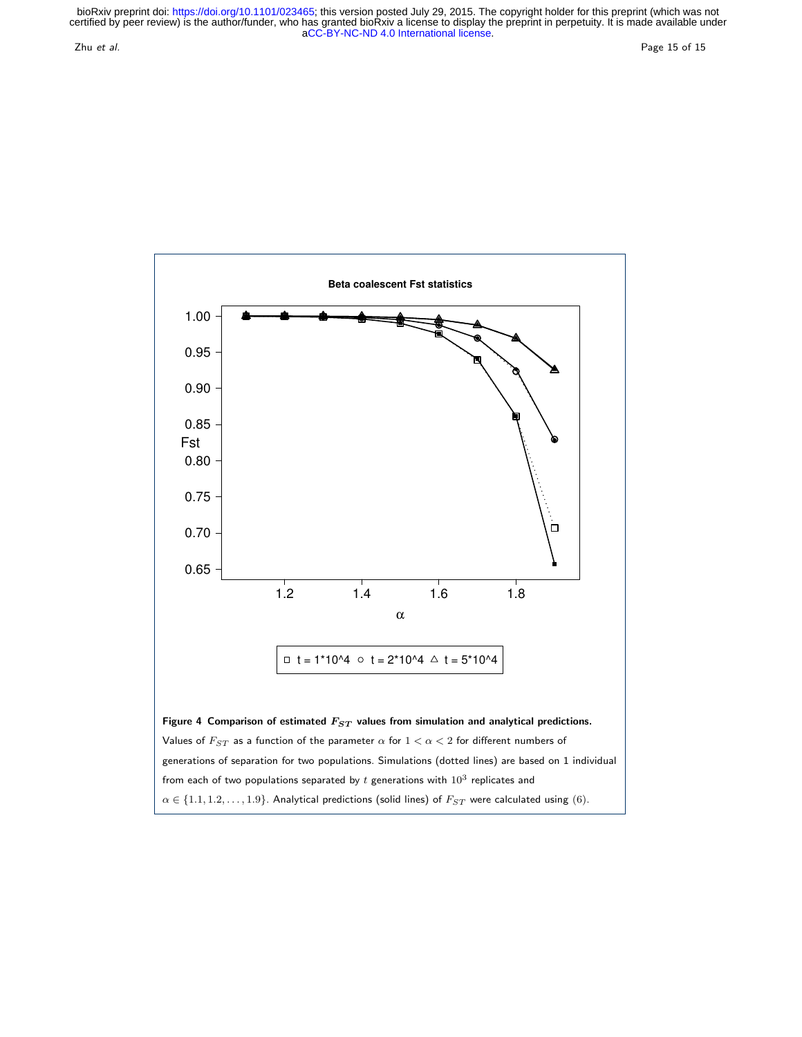Beta coalescent Fst statistics

1.00
0.95
0.90
0.85
0.80
0.75
0.70
0.65

Fst

1.2
1.4
1.6
1.8

α

□ t = 1*10^4 ○ t = 2*10^4 △ t = 5*10^4

**Figure 4 Comparison of estimated $F_{ST}$ values from simulation and analytical predictions.** Values of $F_{ST}$ as a function of the parameter $\alpha$ for $1 < \alpha < 2$ for different numbers of generations of separation for two populations. Simulations (dotted lines) are based on 1 individual from each of two populations separated by $t$ generations with $10^3$ replicates and $\alpha \in \{1.1, 1.2, \ldots, 1.9\}$. Analytical predictions (solid lines) of $F_{ST}$ were calculated using (6).